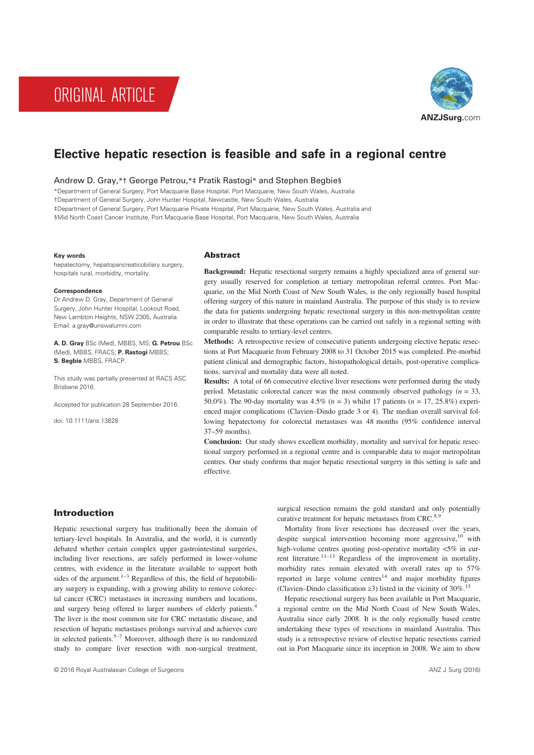ORIGINAL ARTICLE

# Elective hepatic resection is feasible and safe in a regional centre

Andrew D. Gray,*† George Petrou,*‡ Pratik Rastogi* and Stephen Begbie§

*Department of General Surgery, Port Macquarie Base Hospital, Port Macquarie, New South Wales, Australia
†Department of General Surgery, John Hunter Hospital, Newcastle, New South Wales, Australia
‡Department of General Surgery, Port Macquarie Private Hospital, Port Macquarie, New South Wales, Australia and
§Mid North Coast Cancer Institute, Port Macquarie Base Hospital, Port Macquarie, New South Wales, Australia

**Key words**
hepatectomy, hepatopancreaticobiliary surgery, hospitals rural, morbidity, mortality.

**Correspondence**
Dr Andrew D. Gray, Department of General Surgery, John Hunter Hospital, Lookout Road, New Lambton Heights, NSW 2305, Australia. Email: a.gray@unswalumni.com

**A. D. Gray** BSc (Med), MBBS, MS; **G. Petrou** BSc (Med), MBBS, FRACS; **P. Rastogi** MBBS; **S. Begbie** MBBS, FRACP.

This study was partially presented at RACS ASC Brisbane 2016.

Accepted for publication 28 September 2016.

doi: 10.1111/ans.13828

## Abstract

**Background:** Hepatic resectional surgery remains a highly specialized area of general surgery usually reserved for completion at tertiary metropolitan referral centres. Port Macquarie, on the Mid North Coast of New South Wales, is the only regionally based hospital offering surgery of this nature in mainland Australia. The purpose of this study is to review the data for patients undergoing hepatic resectional surgery in this non-metropolitan centre in order to illustrate that these operations can be carried out safely in a regional setting with comparable results to tertiary-level centres.

**Methods:** A retrospective review of consecutive patients undergoing elective hepatic resections at Port Macquarie from February 2008 to 31 October 2015 was completed. Pre-morbid patient clinical and demographic factors, histopathological details, post-operative complications, survival and mortality data were all noted.

**Results:** A total of 66 consecutive elective liver resections were performed during the study period. Metastatic colorectal cancer was the most commonly observed pathology ($n$ = 33, 50.0%). The 90-day mortality was 4.5% ($n$ = 3) whilst 17 patients ($n$ = 17, 25.8%) experienced major complications (Clavien–Dindo grade 3 or 4). The median overall survival following hepatectomy for colorectal metastases was 48 months (95% confidence interval 37–59 months).

**Conclusion:** Our study shows excellent morbidity, mortality and survival for hepatic resectional surgery performed in a regional centre and is comparable data to major metropolitan centres. Our study confirms that major hepatic resectional surgery in this setting is safe and effective.

## Introduction

Hepatic resectional surgery has traditionally been the domain of tertiary-level hospitals. In Australia, and the world, it is currently debated whether certain complex upper gastrointestinal surgeries, including liver resections, are safely performed in lower-volume centres, with evidence in the literature available to support both sides of the argument.[1–3] Regardless of this, the field of hepatobiliary surgery is expanding, with a growing ability to remove colorectal cancer (CRC) metastases in increasing numbers and locations, and surgery being offered to larger numbers of elderly patients.[4] The liver is the most common site for CRC metastatic disease, and resection of hepatic metastases prolongs survival and achieves cure in selected patients.[5–7] Moreover, although there is no randomized study to compare liver resection with non-surgical treatment, surgical resection remains the gold standard and only potentially curative treatment for hepatic metastases from CRC.[8,9]

Mortality from liver resections has decreased over the years, despite surgical intervention becoming more aggressive,[10] with high-volume centres quoting post-operative mortality <5% in current literature.[11–13] Regardless of the improvement in mortality, morbidity rates remain elevated with overall rates up to 57% reported in large volume centres[14] and major morbidity figures (Clavien–Dindo classification ≥3) listed in the vicinity of 30%.[15]

Hepatic resectional surgery has been available in Port Macquarie, a regional centre on the Mid North Coast of New South Wales, Australia since early 2008. It is the only regionally based centre undertaking these types of resections in mainland Australia. This study is a retrospective review of elective hepatic resections carried out in Port Macquarie since its inception in 2008. We aim to show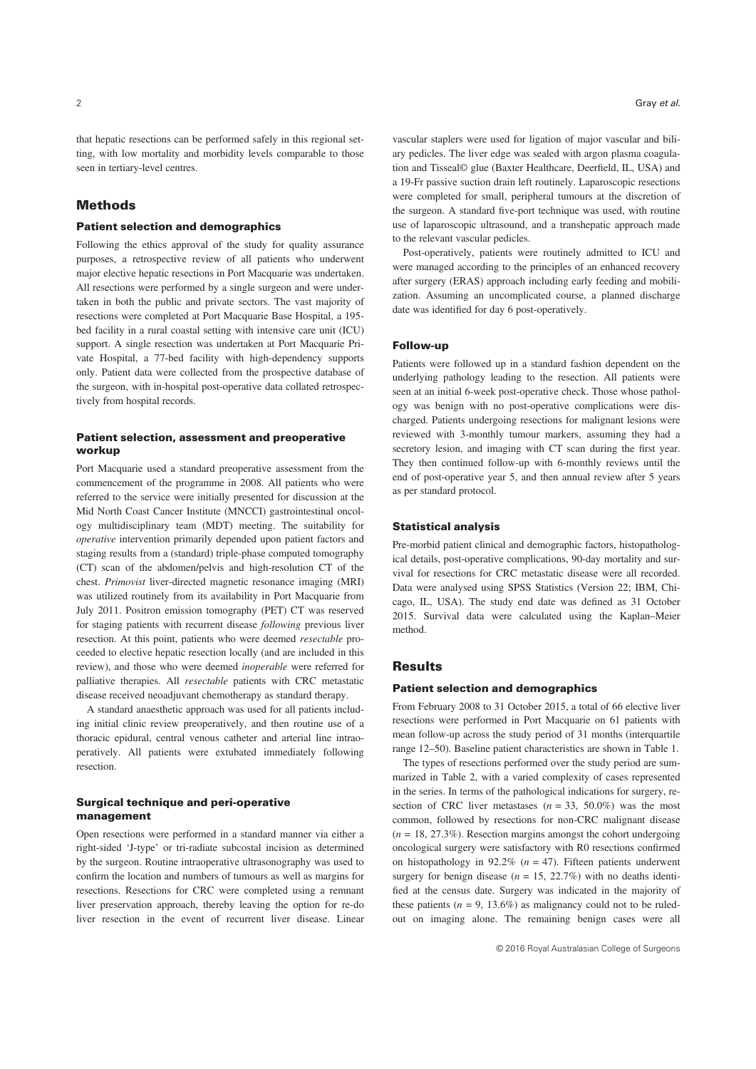that hepatic resections can be performed safely in this regional setting, with low mortality and morbidity levels comparable to those seen in tertiary-level centres.

## Methods

### Patient selection and demographics

Following the ethics approval of the study for quality assurance purposes, a retrospective review of all patients who underwent major elective hepatic resections in Port Macquarie was undertaken. All resections were performed by a single surgeon and were undertaken in both the public and private sectors. The vast majority of resections were completed at Port Macquarie Base Hospital, a 195-bed facility in a rural coastal setting with intensive care unit (ICU) support. A single resection was undertaken at Port Macquarie Private Hospital, a 77-bed facility with high-dependency supports only. Patient data were collected from the prospective database of the surgeon, with in-hospital post-operative data collated retrospectively from hospital records.

### Patient selection, assessment and preoperative workup

Port Macquarie used a standard preoperative assessment from the commencement of the programme in 2008. All patients who were referred to the service were initially presented for discussion at the Mid North Coast Cancer Institute (MNCCI) gastrointestinal oncology multidisciplinary team (MDT) meeting. The suitability for *operative* intervention primarily depended upon patient factors and staging results from a (standard) triple-phase computed tomography (CT) scan of the abdomen/pelvis and high-resolution CT of the chest. *Primovist* liver-directed magnetic resonance imaging (MRI) was utilized routinely from its availability in Port Macquarie from July 2011. Positron emission tomography (PET) CT was reserved for staging patients with recurrent disease *following* previous liver resection. At this point, patients who were deemed *resectable* proceeded to elective hepatic resection locally (and are included in this review), and those who were deemed *inoperable* were referred for palliative therapies. All *resectable* patients with CRC metastatic disease received neoadjuvant chemotherapy as standard therapy.

A standard anaesthetic approach was used for all patients including initial clinic review preoperatively, and then routine use of a thoracic epidural, central venous catheter and arterial line intraoperatively. All patients were extubated immediately following resection.

### Surgical technique and peri-operative management

Open resections were performed in a standard manner via either a right-sided 'J-type' or tri-radiate subcostal incision as determined by the surgeon. Routine intraoperative ultrasonography was used to confirm the location and numbers of tumours as well as margins for resections. Resections for CRC were completed using a remnant liver preservation approach, thereby leaving the option for re-do liver resection in the event of recurrent liver disease. Linear vascular staplers were used for ligation of major vascular and biliary pedicles. The liver edge was sealed with argon plasma coagulation and Tisseal© glue (Baxter Healthcare, Deerfield, IL, USA) and a 19-Fr passive suction drain left routinely. Laparoscopic resections were completed for small, peripheral tumours at the discretion of the surgeon. A standard five-port technique was used, with routine use of laparoscopic ultrasound, and a transhepatic approach made to the relevant vascular pedicles.

Post-operatively, patients were routinely admitted to ICU and were managed according to the principles of an enhanced recovery after surgery (ERAS) approach including early feeding and mobilization. Assuming an uncomplicated course, a planned discharge date was identified for day 6 post-operatively.

### Follow-up

Patients were followed up in a standard fashion dependent on the underlying pathology leading to the resection. All patients were seen at an initial 6-week post-operative check. Those whose pathology was benign with no post-operative complications were discharged. Patients undergoing resections for malignant lesions were reviewed with 3-monthly tumour markers, assuming they had a secretory lesion, and imaging with CT scan during the first year. They then continued follow-up with 6-monthly reviews until the end of post-operative year 5, and then annual review after 5 years as per standard protocol.

### Statistical analysis

Pre-morbid patient clinical and demographic factors, histopathological details, post-operative complications, 90-day mortality and survival for resections for CRC metastatic disease were all recorded. Data were analysed using SPSS Statistics (Version 22; IBM, Chicago, IL, USA). The study end date was defined as 31 October 2015. Survival data were calculated using the Kaplan–Meier method.

## Results

### Patient selection and demographics

From February 2008 to 31 October 2015, a total of 66 elective liver resections were performed in Port Macquarie on 61 patients with mean follow-up across the study period of 31 months (interquartile range 12–50). Baseline patient characteristics are shown in Table 1.

The types of resections performed over the study period are summarized in Table 2, with a varied complexity of cases represented in the series. In terms of the pathological indications for surgery, resection of CRC liver metastases ($n$ = 33, 50.0%) was the most common, followed by resections for non-CRC malignant disease ($n$ = 18, 27.3%). Resection margins amongst the cohort undergoing oncological surgery were satisfactory with R0 resections confirmed on histopathology in 92.2% ($n$ = 47). Fifteen patients underwent surgery for benign disease ($n$ = 15, 22.7%) with no deaths identified at the census date. Surgery was indicated in the majority of these patients ($n$ = 9, 13.6%) as malignancy could not to be ruled-out on imaging alone. The remaining benign cases were all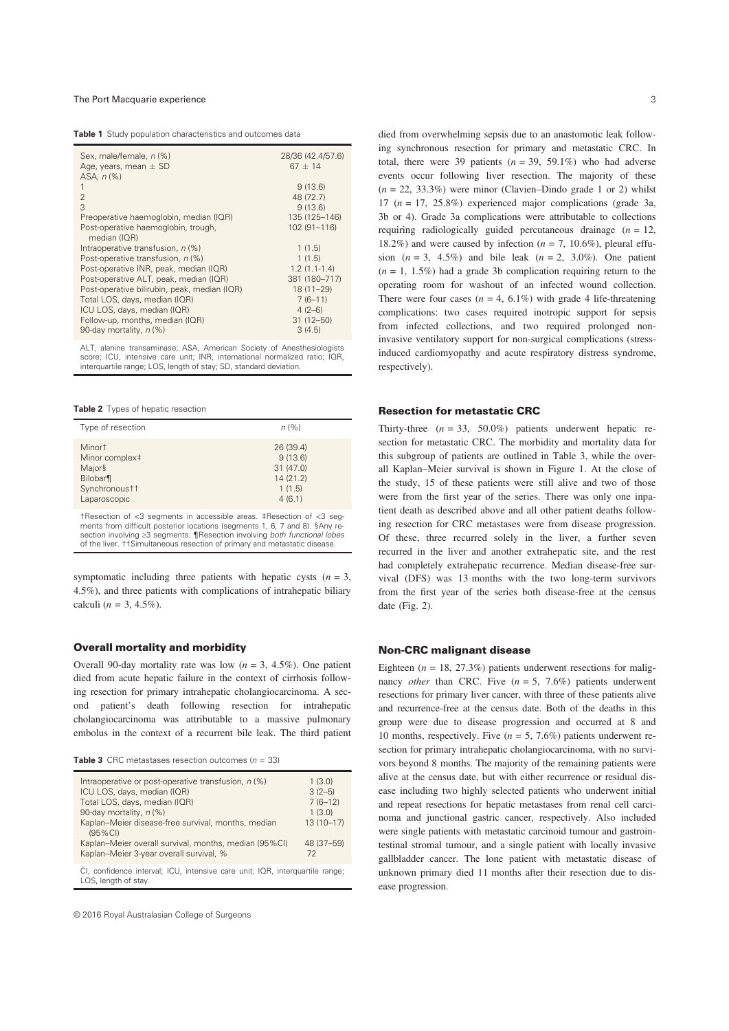**Table 1** Study population characteristics and outcomes data

| | |
|---|---|
| Sex, male/female, *n* (%) | 28/36 (42.4/57.6) |
| Age, years, mean ± SD | 67 ± 14 |
| ASA, *n* (%) | |
| 1 | 9 (13.6) |
| 2 | 48 (72.7) |
| 3 | 9 (13.6) |
| Preoperative haemoglobin, median (IQR) | 135 (125–146) |
| Post-operative haemoglobin, trough, median (IQR) | 102 (91–116) |
| Intraoperative transfusion, *n* (%) | 1 (1.5) |
| Post-operative transfusion, *n* (%) | 1 (1.5) |
| Post-operative INR, peak, median (IQR) | 1.2 (1.1-1.4) |
| Post-operative ALT, peak, median (IQR) | 381 (180–717) |
| Post-operative bilirubin, peak, median (IQR) | 18 (11–29) |
| Total LOS, days, median (IQR) | 7 (6–11) |
| ICU LOS, days, median (IQR) | 4 (2–6) |
| Follow-up, months, median (IQR) | 31 (12–50) |
| 90-day mortality, *n* (%) | 3 (4.5) |

ALT, alanine transaminase; ASA, American Society of Anesthesiologists score; ICU, intensive care unit; INR, international normalized ratio; IQR, interquartile range; LOS, length of stay; SD, standard deviation.

**Table 2** Types of hepatic resection

| Type of resection | *n* (%) |
|---|---|
| Minor† | 26 (39.4) |
| Minor complex‡ | 9 (13.6) |
| Major§ | 31 (47.0) |
| Bilobar¶ | 14 (21.2) |
| Synchronous†† | 1 (1.5) |
| Laparoscopic | 4 (6.1) |

†Resection of <3 segments in accessible areas. ‡Resection of <3 segments from difficult posterior locations (segments 1, 6, 7 and 8). §Any resection involving ≥3 segments. ¶Resection involving *both functional lobes* of the liver. ††Simultaneous resection of primary and metastatic disease.

symptomatic including three patients with hepatic cysts (*n* = 3, 4.5%), and three patients with complications of intrahepatic biliary calculi (*n* = 3, 4.5%).

## Overall mortality and morbidity

Overall 90-day mortality rate was low (*n* = 3, 4.5%). One patient died from acute hepatic failure in the context of cirrhosis following resection for primary intrahepatic cholangiocarcinoma. A second patient's death following resection for intrahepatic cholangiocarcinoma was attributable to a massive pulmonary embolus in the context of a recurrent bile leak. The third patient died from overwhelming sepsis due to an anastomotic leak following synchronous resection for primary and metastatic CRC. In total, there were 39 patients (*n* = 39, 59.1%) who had adverse events occur following liver resection. The majority of these (*n* = 22, 33.3%) were minor (Clavien–Dindo grade 1 or 2) whilst 17 (*n* = 17, 25.8%) experienced major complications (grade 3a, 3b or 4). Grade 3a complications were attributable to collections requiring radiologically guided percutaneous drainage (*n* = 12, 18.2%) and were caused by infection (*n* = 7, 10.6%), pleural effusion (*n* = 3, 4.5%) and bile leak (*n* = 2, 3.0%). One patient (*n* = 1, 1.5%) had a grade 3b complication requiring return to the operating room for washout of an infected wound collection. There were four cases (*n* = 4, 6.1%) with grade 4 life-threatening complications: two cases required inotropic support for sepsis from infected collections, and two required prolonged non-invasive ventilatory support for non-surgical complications (stress-induced cardiomyopathy and acute respiratory distress syndrome, respectively).

**Table 3** CRC metastases resection outcomes (*n* = 33)

| | |
|---|---|
| Intraoperative or post-operative transfusion, *n* (%) | 1 (3.0) |
| ICU LOS, days, median (IQR) | 3 (2–5) |
| Total LOS, days, median (IQR) | 7 (6–12) |
| 90-day mortality, *n* (%) | 1 (3.0) |
| Kaplan–Meier disease-free survival, months, median (95%CI) | 13 (10–17) |
| Kaplan–Meier overall survival, months, median (95%CI) | 48 (37–59) |
| Kaplan–Meier 3-year overall survival, % | 72 |

CI, confidence interval; ICU, intensive care unit; IQR, interquartile range; LOS, length of stay.

## Resection for metastatic CRC

Thirty-three (*n* = 33, 50.0%) patients underwent hepatic resection for metastatic CRC. The morbidity and mortality data for this subgroup of patients are outlined in Table 3, while the overall Kaplan–Meier survival is shown in Figure 1. At the close of the study, 15 of these patients were still alive and two of those were from the first year of the series. There was only one inpatient death as described above and all other patient deaths following resection for CRC metastases were from disease progression. Of these, three recurred solely in the liver, a further seven recurred in the liver and another extrahepatic site, and the rest had completely extrahepatic recurrence. Median disease-free survival (DFS) was 13 months with the two long-term survivors from the first year of the series both disease-free at the census date (Fig. 2).

## Non-CRC malignant disease

Eighteen (*n* = 18, 27.3%) patients underwent resections for malignancy *other* than CRC. Five (*n* = 5, 7.6%) patients underwent resections for primary liver cancer, with three of these patients alive and recurrence-free at the census date. Both of the deaths in this group were due to disease progression and occurred at 8 and 10 months, respectively. Five (*n* = 5, 7.6%) patients underwent resection for primary intrahepatic cholangiocarcinoma, with no survivors beyond 8 months. The majority of the remaining patients were alive at the census date, but with either recurrence or residual disease including two highly selected patients who underwent initial and repeat resections for hepatic metastases from renal cell carcinoma and junctional gastric cancer, respectively. Also included were single patients with metastatic carcinoid tumour and gastrointestinal stromal tumour, and a single patient with locally invasive gallbladder cancer. The lone patient with metastatic disease of unknown primary died 11 months after their resection due to disease progression.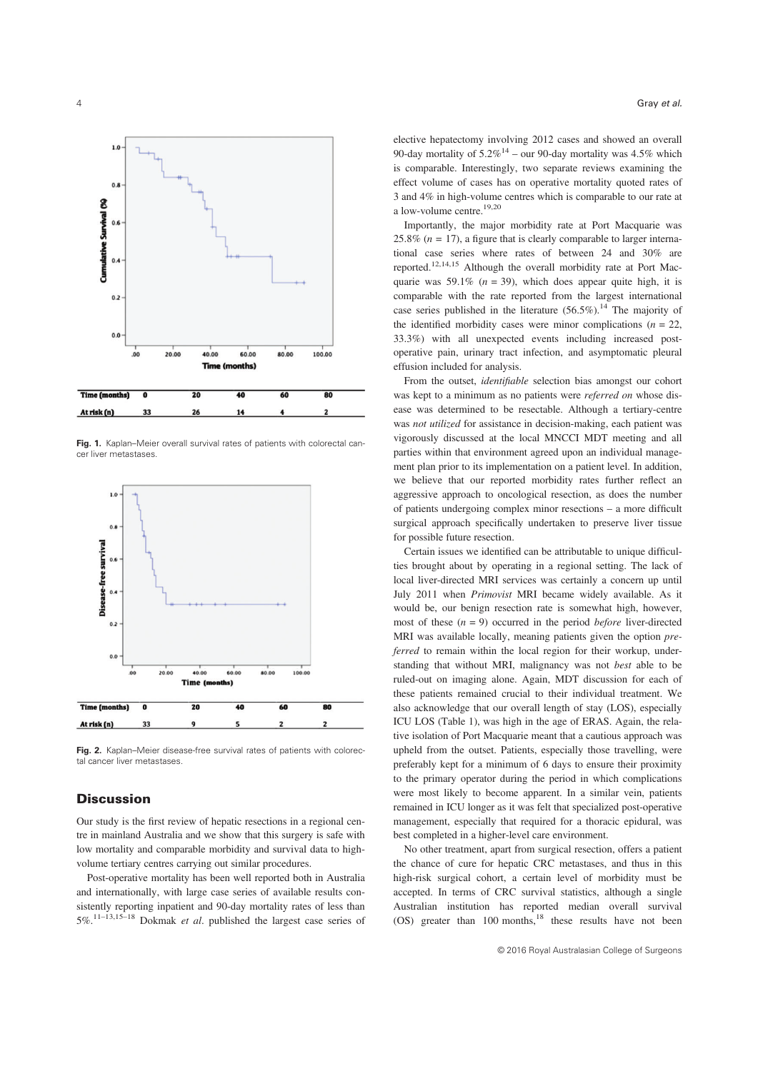| Time (months) | 0 | 20 | 40 | 60 | 80 |
|---|---|---|---|---|---|
| At risk (n) | 33 | 26 | 14 | 4 | 2 |

**Fig. 1.** Kaplan–Meier overall survival rates of patients with colorectal cancer liver metastases.

| Time (months) | 0 | 20 | 40 | 60 | 80 |
|---|---|---|---|---|---|
| At risk (n) | 33 | 9 | 5 | 2 | 2 |

**Fig. 2.** Kaplan–Meier disease-free survival rates of patients with colorectal cancer liver metastases.

## Discussion

Our study is the first review of hepatic resections in a regional centre in mainland Australia and we show that this surgery is safe with low mortality and comparable morbidity and survival data to high-volume tertiary centres carrying out similar procedures.

Post-operative mortality has been well reported both in Australia and internationally, with large case series of available results consistently reporting inpatient and 90-day mortality rates of less than 5%.[11–13,15–18] Dokmak *et al*. published the largest case series of elective hepatectomy involving 2012 cases and showed an overall 90-day mortality of 5.2%[14] – our 90-day mortality was 4.5% which is comparable. Interestingly, two separate reviews examining the effect volume of cases has on operative mortality quoted rates of 3 and 4% in high-volume centres which is comparable to our rate at a low-volume centre.[19,20]

Importantly, the major morbidity rate at Port Macquarie was 25.8% ($n = 17$), a figure that is clearly comparable to larger international case series where rates of between 24 and 30% are reported.[12,14,15] Although the overall morbidity rate at Port Macquarie was 59.1% ($n = 39$), which does appear quite high, it is comparable with the rate reported from the largest international case series published in the literature (56.5%).[14] The majority of the identified morbidity cases were minor complications ($n = 22$, 33.3%) with all unexpected events including increased post-operative pain, urinary tract infection, and asymptomatic pleural effusion included for analysis.

From the outset, *identifiable* selection bias amongst our cohort was kept to a minimum as no patients were *referred on* whose disease was determined to be resectable. Although a tertiary-centre was *not utilized* for assistance in decision-making, each patient was vigorously discussed at the local MNCCI MDT meeting and all parties within that environment agreed upon an individual management plan prior to its implementation on a patient level. In addition, we believe that our reported morbidity rates further reflect an aggressive approach to oncological resection, as does the number of patients undergoing complex minor resections – a more difficult surgical approach specifically undertaken to preserve liver tissue for possible future resection.

Certain issues we identified can be attributable to unique difficulties brought about by operating in a regional setting. The lack of local liver-directed MRI services was certainly a concern up until July 2011 when *Primovist* MRI became widely available. As it would be, our benign resection rate is somewhat high, however, most of these ($n = 9$) occurred in the period *before* liver-directed MRI was available locally, meaning patients given the option *preferred* to remain within the local region for their workup, understanding that without MRI, malignancy was not *best* able to be ruled-out on imaging alone. Again, MDT discussion for each of these patients remained crucial to their individual treatment. We also acknowledge that our overall length of stay (LOS), especially ICU LOS (Table 1), was high in the age of ERAS. Again, the relative isolation of Port Macquarie meant that a cautious approach was upheld from the outset. Patients, especially those travelling, were preferably kept for a minimum of 6 days to ensure their proximity to the primary operator during the period in which complications were most likely to become apparent. In a similar vein, patients remained in ICU longer as it was felt that specialized post-operative management, especially that required for a thoracic epidural, was best completed in a higher-level care environment.

No other treatment, apart from surgical resection, offers a patient the chance of cure for hepatic CRC metastases, and thus in this high-risk surgical cohort, a certain level of morbidity must be accepted. In terms of CRC survival statistics, although a single Australian institution has reported median overall survival (OS) greater than 100 months,[18] these results have not been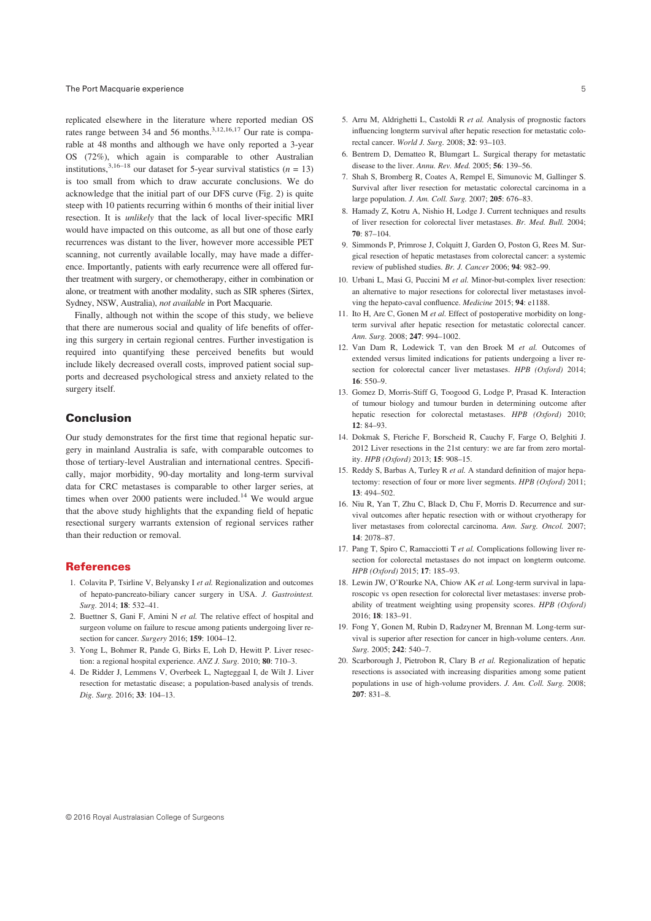replicated elsewhere in the literature where reported median OS rates range between 34 and 56 months.[3,12,16,17] Our rate is comparable at 48 months and although we have only reported a 3-year OS (72%), which again is comparable to other Australian institutions,[3,16–18] our dataset for 5-year survival statistics ($n = 13$) is too small from which to draw accurate conclusions. We do acknowledge that the initial part of our DFS curve (Fig. 2) is quite steep with 10 patients recurring within 6 months of their initial liver resection. It is *unlikely* that the lack of local liver-specific MRI would have impacted on this outcome, as all but one of those early recurrences was distant to the liver, however more accessible PET scanning, not currently available locally, may have made a difference. Importantly, patients with early recurrence were all offered further treatment with surgery, or chemotherapy, either in combination or alone, or treatment with another modality, such as SIR spheres (Sirtex, Sydney, NSW, Australia), *not available* in Port Macquarie.

Finally, although not within the scope of this study, we believe that there are numerous social and quality of life benefits of offering this surgery in certain regional centres. Further investigation is required into quantifying these perceived benefits but would include likely decreased overall costs, improved patient social supports and decreased psychological stress and anxiety related to the surgery itself.

## Conclusion

Our study demonstrates for the first time that regional hepatic surgery in mainland Australia is safe, with comparable outcomes to those of tertiary-level Australian and international centres. Specifically, major morbidity, 90-day mortality and long-term survival data for CRC metastases is comparable to other larger series, at times when over 2000 patients were included.[14] We would argue that the above study highlights that the expanding field of hepatic resectional surgery warrants extension of regional services rather than their reduction or removal.

## References

1. Colavita P, Tsirline V, Belyansky I *et al.* Regionalization and outcomes of hepato-pancreato-biliary cancer surgery in USA. *J. Gastrointest. Surg.* 2014; **18**: 532–41.
2. Buettner S, Gani F, Amini N *et al.* The relative effect of hospital and surgeon volume on failure to rescue among patients undergoing liver resection for cancer. *Surgery* 2016; **159**: 1004–12.
3. Yong L, Bohmer R, Pande G, Birks E, Loh D, Hewitt P. Liver resection: a regional hospital experience. *ANZ J. Surg.* 2010; **80**: 710–3.
4. De Ridder J, Lemmens V, Overbeek L, Nagtegaal I, de Wilt J. Liver resection for metastatic disease; a population-based analysis of trends. *Dig. Surg.* 2016; **33**: 104–13.
5. Arru M, Aldrighetti L, Castoldi R *et al.* Analysis of prognostic factors influencing longterm survival after hepatic resection for metastatic colorectal cancer. *World J. Surg.* 2008; **32**: 93–103.
6. Bentrem D, Dematteo R, Blumgart L. Surgical therapy for metastatic disease to the liver. *Annu. Rev. Med.* 2005; **56**: 139–56.
7. Shah S, Bromberg R, Coates A, Rempel E, Simunovic M, Gallinger S. Survival after liver resection for metastatic colorectal carcinoma in a large population. *J. Am. Coll. Surg.* 2007; **205**: 676–83.
8. Hamady Z, Kotru A, Nishio H, Lodge J. Current techniques and results of liver resection for colorectal liver metastases. *Br. Med. Bull.* 2004; **70**: 87–104.
9. Simmonds P, Primrose J, Colquitt J, Garden O, Poston G, Rees M. Surgical resection of hepatic metastases from colorectal cancer: a systemic review of published studies. *Br. J. Cancer* 2006; **94**: 982–99.
10. Urbani L, Masi G, Puccini M *et al.* Minor-but-complex liver resection: an alternative to major resections for colorectal liver metastases involving the hepato-caval confluence. *Medicine* 2015; **94**: e1188.
11. Ito H, Are C, Gonen M *et al.* Effect of postoperative morbidity on longterm survival after hepatic resection for metastatic colorectal cancer. *Ann. Surg.* 2008; **247**: 994–1002.
12. Van Dam R, Lodewick T, van den Broek M *et al.* Outcomes of extended versus limited indications for patients undergoing a liver resection for colorectal cancer liver metastases. *HPB (Oxford)* 2014; **16**: 550–9.
13. Gomez D, Morris-Stiff G, Toogood G, Lodge P, Prasad K. Interaction of tumour biology and tumour burden in determining outcome after hepatic resection for colorectal metastases. *HPB (Oxford)* 2010; **12**: 84–93.
14. Dokmak S, Fteriche F, Borscheid R, Cauchy F, Farge O, Belghiti J. 2012 Liver resections in the 21st century: we are far from zero mortality. *HPB (Oxford)* 2013; **15**: 908–15.
15. Reddy S, Barbas A, Turley R *et al.* A standard definition of major hepatectomy: resection of four or more liver segments. *HPB (Oxford)* 2011; **13**: 494–502.
16. Niu R, Yan T, Zhu C, Black D, Chu F, Morris D. Recurrence and survival outcomes after hepatic resection with or without cryotherapy for liver metastases from colorectal carcinoma. *Ann. Surg. Oncol.* 2007; **14**: 2078–87.
17. Pang T, Spiro C, Ramacciotti T *et al.* Complications following liver resection for colorectal metastases do not impact on longterm outcome. *HPB (Oxford)* 2015; **17**: 185–93.
18. Lewin JW, O'Rourke NA, Chiow AK *et al.* Long-term survival in laparoscopic vs open resection for colorectal liver metastases: inverse probability of treatment weighting using propensity scores. *HPB (Oxford)* 2016; **18**: 183–91.
19. Fong Y, Gonen M, Rubin D, Radzyner M, Brennan M. Long-term survival is superior after resection for cancer in high-volume centers. *Ann. Surg.* 2005; **242**: 540–7.
20. Scarborough J, Pietrobon R, Clary B *et al.* Regionalization of hepatic resections is associated with increasing disparities among some patient populations in use of high-volume providers. *J. Am. Coll. Surg.* 2008; **207**: 831–8.